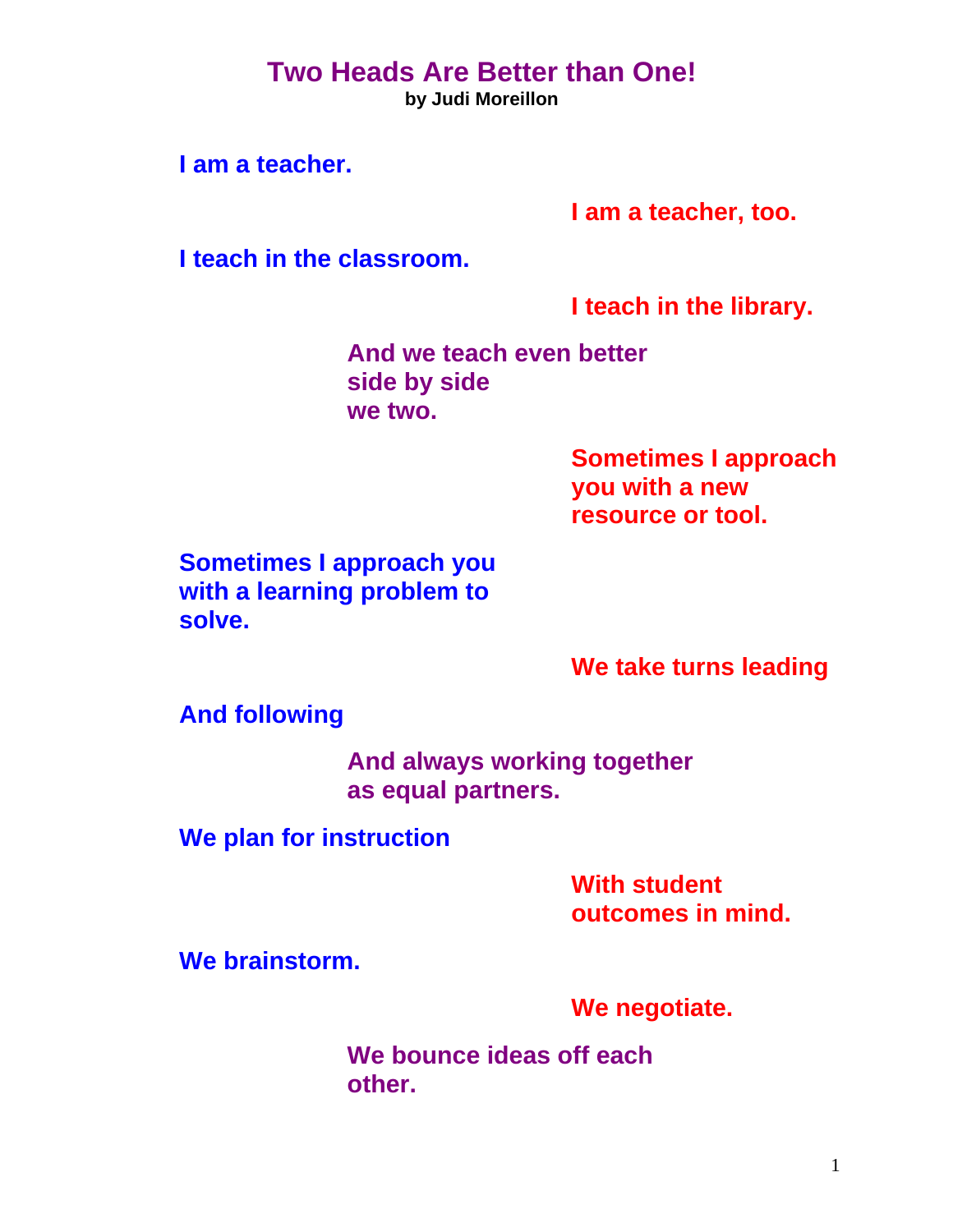# Two Heads Are Better than One!

**by Judi Moreillon**

**I am a teacher.**

**I am a teacher, too.**

**I teach in the classroom.**

**I teach in the library.**

**And we teach even better**
**side by side**
**we two.**

**Sometimes I approach**
**you with a new**
**resource or tool.**

**Sometimes I approach you**
**with a learning problem to**
**solve.**

**We take turns leading**

**And following**

**And always working together**
**as equal partners.**

**We plan for instruction**

**With student**
**outcomes in mind.**

**We brainstorm.**

**We negotiate.**

**We bounce ideas off each**
**other.**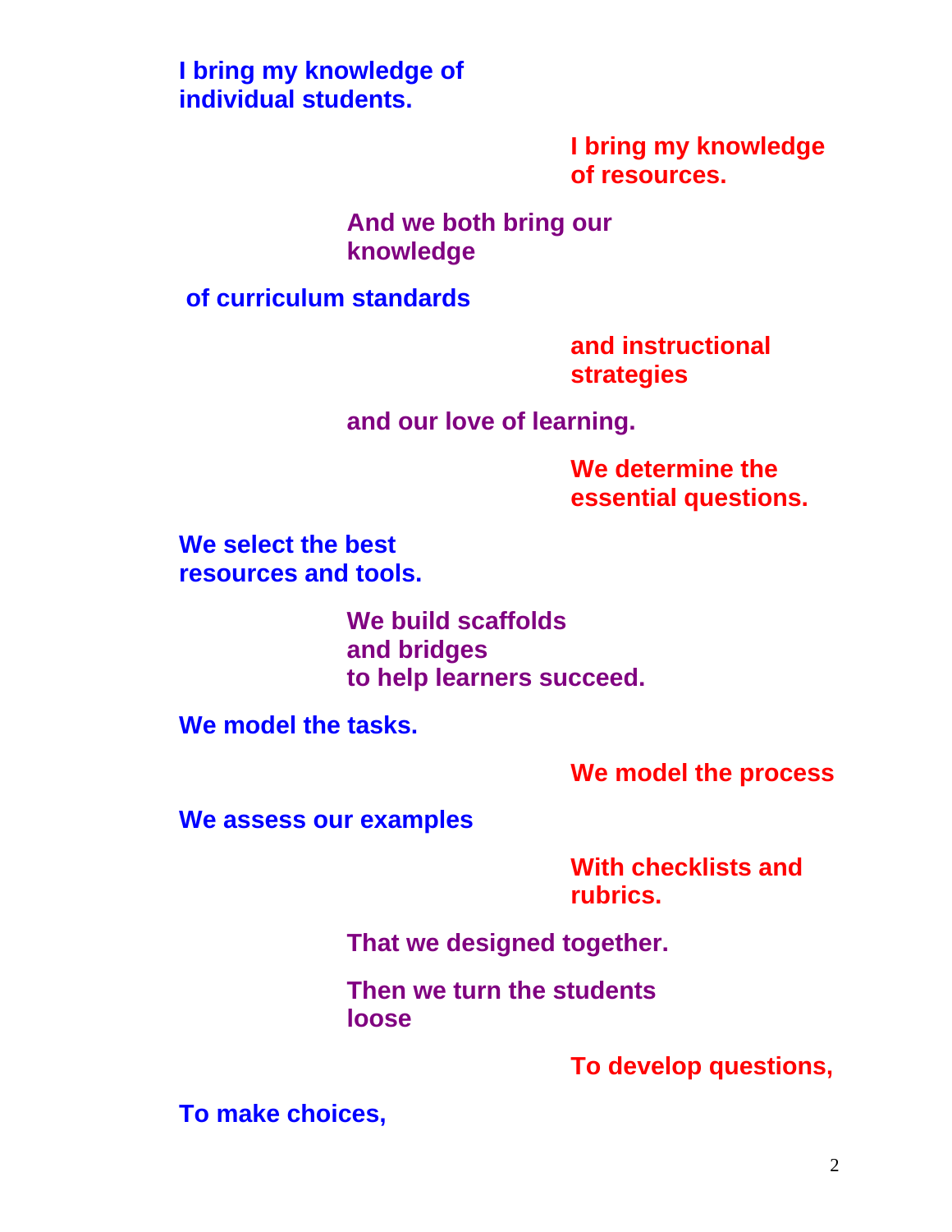**I bring my knowledge of individual students.**

**I bring my knowledge of resources.**

**And we both bring our knowledge**

**of curriculum standards**

**and instructional strategies**

**and our love of learning.**

**We determine the essential questions.**

**We select the best resources and tools.**

**We build scaffolds**
**and bridges**
**to help learners succeed.**

**We model the tasks.**

**We model the process**

**We assess our examples**

**With checklists and rubrics.**

**That we designed together.**

**Then we turn the students loose**

**To develop questions,**

**To make choices,**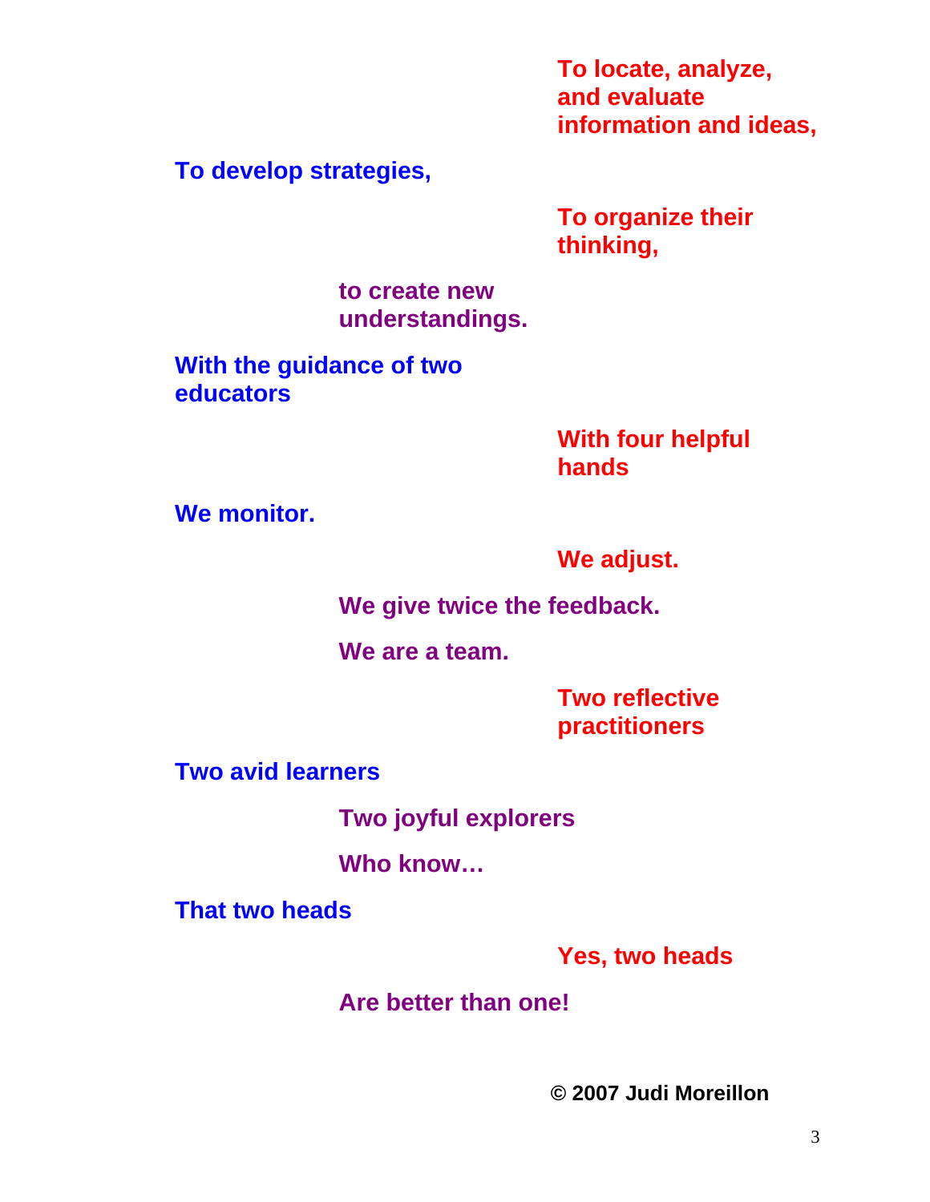**To locate, analyze, and evaluate information and ideas,**

**To develop strategies,**

**To organize their thinking,**

**to create new understandings.**

**With the guidance of two educators**

**With four helpful hands**

**We monitor.**

**We adjust.**

**We give twice the feedback.**

**We are a team.**

**Two reflective practitioners**

**Two avid learners**

**Two joyful explorers**

**Who know…**

**That two heads**

**Yes, two heads**

**Are better than one!**

**© 2007 Judi Moreillon**